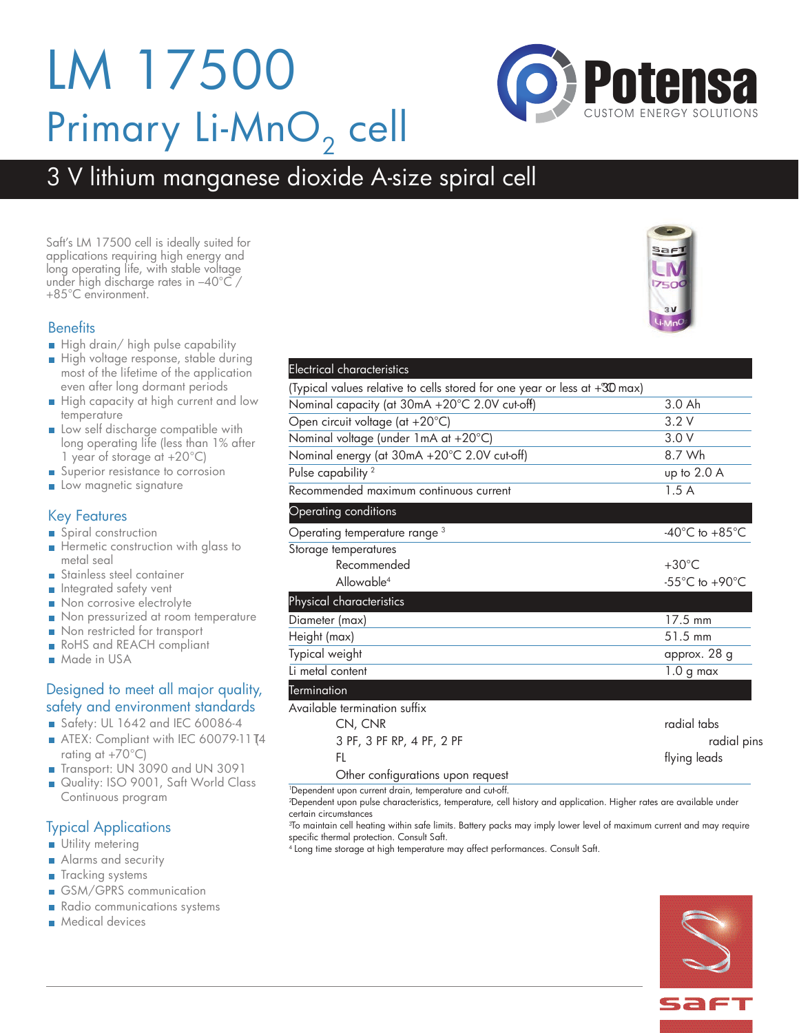# LM 17500

## Primary Li-$MnO_2$ cell

Potensa
CUSTOM ENERGY SOLUTIONS

## 3 V lithium manganese dioxide A-size spiral cell

Saft's LM 17500 cell is ideally suited for applications requiring high energy and long operating life, with stable voltage under high discharge rates in –40°C / +85°C environment.

### Benefits

- High drain/ high pulse capability
- High voltage response, stable during most of the lifetime of the application even after long dormant periods
- High capacity at high current and low temperature
- Low self discharge compatible with long operating life (less than 1% after 1 year of storage at +20°C)
- Superior resistance to corrosion
- Low magnetic signature

### Key Features

- Spiral construction
- Hermetic construction with glass to metal seal
- Stainless steel container
- Integrated safety vent
- Non corrosive electrolyte
- Non pressurized at room temperature
- Non restricted for transport
- RoHS and REACH compliant
- Made in USA

### Designed to meet all major quality, safety and environment standards

- Safety: UL 1642 and IEC 60086-4
- ATEX: Compliant with IEC 60079-11 T4 rating at +70°C)
- Transport: UN 3090 and UN 3091
- Quality: ISO 9001, Saft World Class Continuous program

### Typical Applications

- Utility metering
- Alarms and security
- Tracking systems
- GSM/GPRS communication
- Radio communications systems
- Medical devices

| Electrical characteristics | |
|---|---|
| (Typical values relative to cells stored for one year or less at +30°C max) | |
| Nominal capacity (at 30mA +20°C 2.0V cut-off) | 3.0 Ah |
| Open circuit voltage (at +20°C) | 3.2 V |
| Nominal voltage (under 1mA at +20°C) | 3.0 V |
| Nominal energy (at 30mA +20°C 2.0V cut-off) | 8.7 Wh |
| Pulse capability [2] | up to 2.0 A |
| Recommended maximum continuous current | 1.5 A |
| **Operating conditions** | |
| Operating temperature range [3] | -40°C to +85°C |
| Storage temperatures | |
| Recommended | +30°C |
| Allowable[4] | -55°C to +90°C |
| **Physical characteristics** | |
| Diameter (max) | 17.5 mm |
| Height (max) | 51.5 mm |
| Typical weight | approx. 28 g |
| Li metal content | 1.0 g max |
| **Termination** | |
| Available termination suffix | |
| CN, CNR | radial tabs |
| 3 PF, 3 PF RP, 4 PF, 2 PF | radial pins |
| FL | flying leads |
| Other configurations upon request | |

[1]Dependent upon current drain, temperature and cut-off.
[2]Dependent upon pulse characteristics, temperature, cell history and application. Higher rates are available under certain circumstances
[3]To maintain cell heating within safe limits. Battery packs may imply lower level of maximum current and may require specific thermal protection. Consult Saft.
[4] Long time storage at high temperature may affect performances. Consult Saft.

SAFT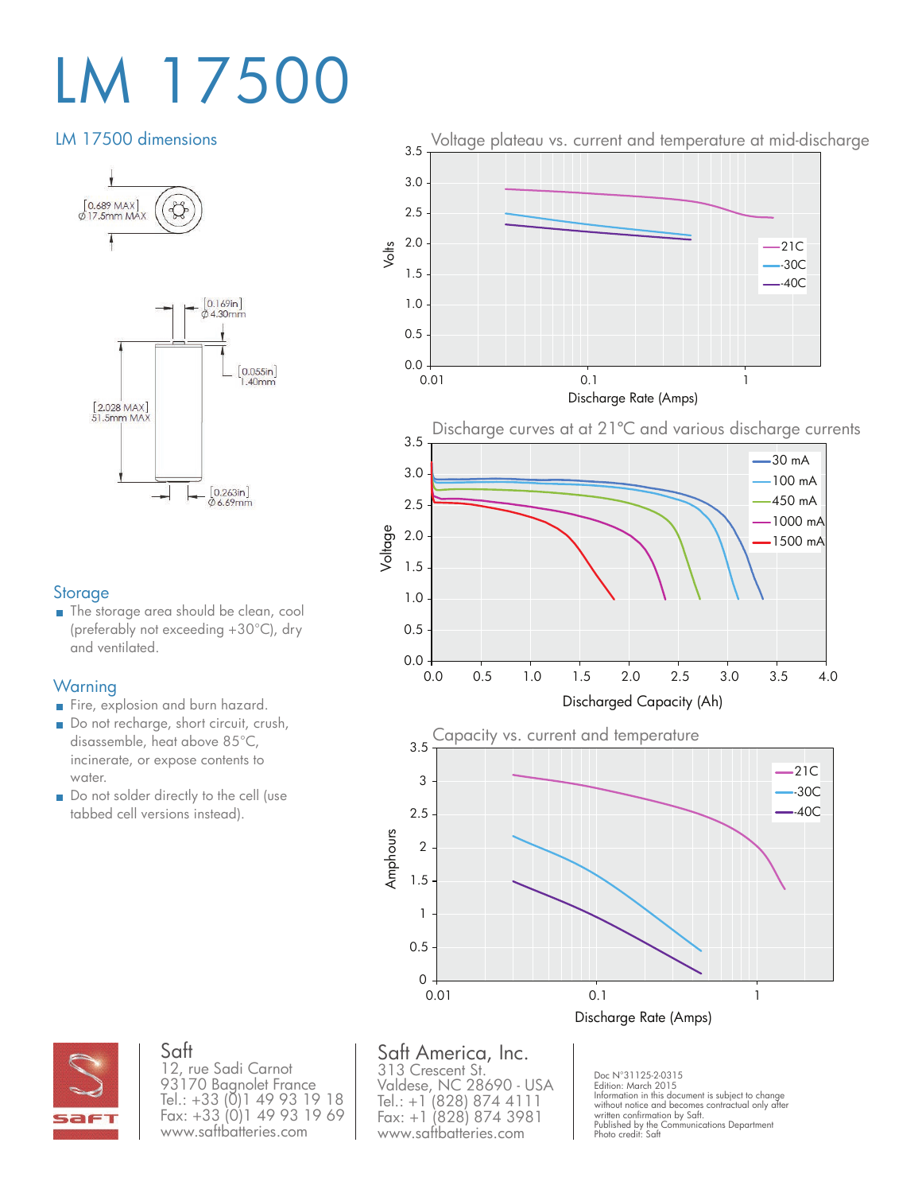# LM 17500

## LM 17500 dimensions

[0.689 MAX]
Ø 17.5mm MAX

[0.169in]
Ø 4.30mm

[0.055in]
1.40mm

[2.028 MAX]
51.5mm MAX

[0.263in]
Ø 6.69mm

## Storage

- The storage area should be clean, cool (preferably not exceeding +30°C), dry and ventilated.

## Warning

- Fire, explosion and burn hazard.
- Do not recharge, short circuit, crush, disassemble, heat above 85°C, incinerate, or expose contents to water.
- Do not solder directly to the cell (use tabbed cell versions instead).

### Voltage plateau vs. current and temperature at mid-discharge

Volts: 0.0, 0.5, 1.0, 1.5, 2.0, 2.5, 3.0, 3.5

Discharge Rate (Amps): 0.01, 0.1, 1

21C
-30C
-40C

### Discharge curves at at 21°C and various discharge currents

Voltage: 0.0, 0.5, 1.0, 1.5, 2.0, 2.5, 3.0, 3.5

Discharged Capacity (Ah): 0.0, 0.5, 1.0, 1.5, 2.0, 2.5, 3.0, 3.5, 4.0

30 mA
100 mA
450 mA
1000 mA
1500 mA

### Capacity vs. current and temperature

Amphours: 0, 0.5, 1, 1.5, 2, 2.5, 3, 3.5

Discharge Rate (Amps): 0.01, 0.1, 1

21C
-30C
-40C

saft

Saft
12, rue Sadi Carnot
93170 Bagnolet France
Tel.: +33 (0)1 49 93 19 18
Fax: +33 (0)1 49 93 19 69
www.saftbatteries.com

Saft America, Inc.
313 Crescent St.
Valdese, NC 28690 - USA
Tel.: +1 (828) 874 4111
Fax: +1 (828) 874 3981
www.saftbatteries.com

Doc N°31125-2-0315
Edition: March 2015
Information in this document is subject to change without notice and becomes contractual only after written confirmation by Saft.
Published by the Communications Department
Photo credit: Saft